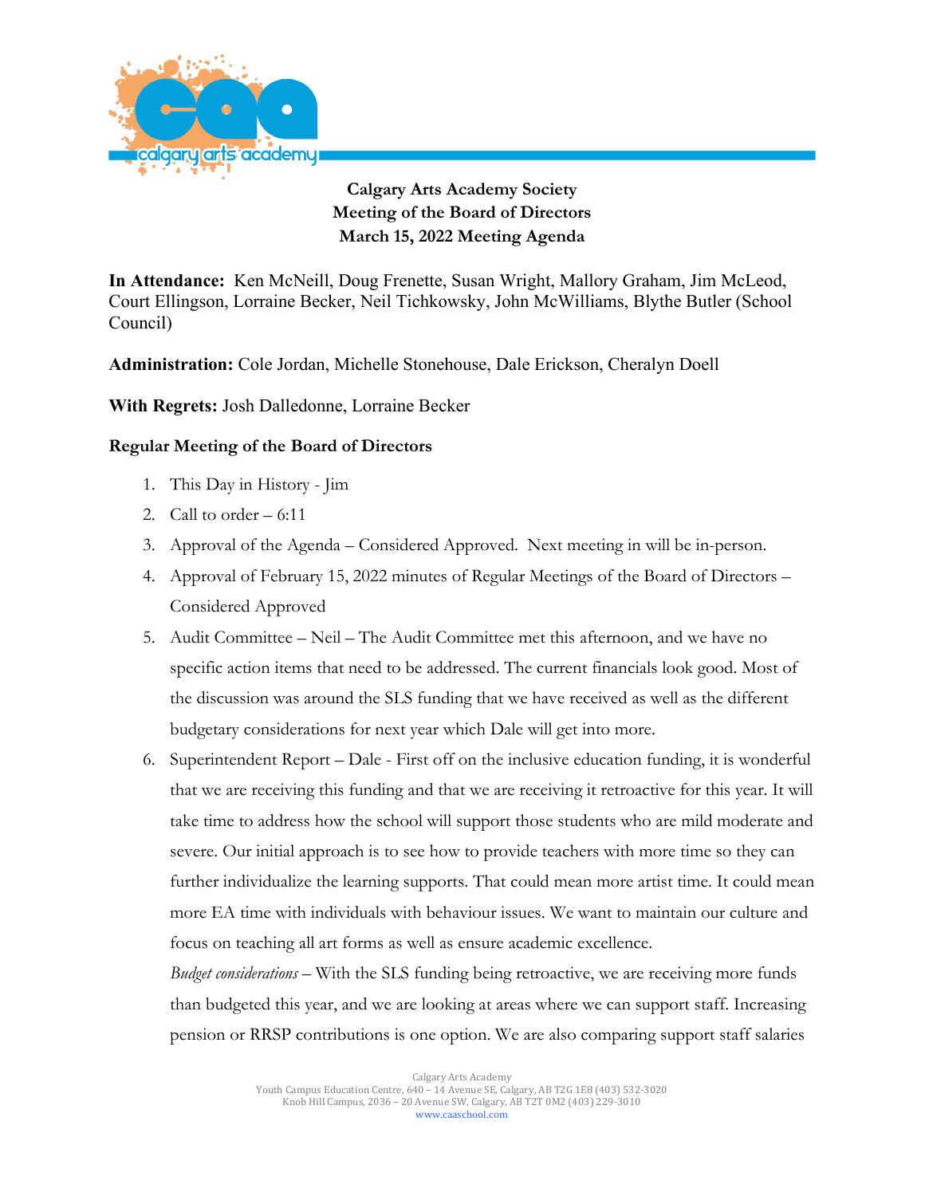**Calgary Arts Academy Society**
**Meeting of the Board of Directors**
**March 15, 2022 Meeting Agenda**

**In Attendance:** Ken McNeill, Doug Frenette, Susan Wright, Mallory Graham, Jim McLeod, Court Ellingson, Lorraine Becker, Neil Tichkowsky, John McWilliams, Blythe Butler (School Council)

**Administration:** Cole Jordan, Michelle Stonehouse, Dale Erickson, Cheralyn Doell

**With Regrets:** Josh Dalledonne, Lorraine Becker

## Regular Meeting of the Board of Directors

1. This Day in History - Jim
2. Call to order – 6:11
3. Approval of the Agenda – Considered Approved. Next meeting in will be in-person.
4. Approval of February 15, 2022 minutes of Regular Meetings of the Board of Directors – Considered Approved
5. Audit Committee – Neil – The Audit Committee met this afternoon, and we have no specific action items that need to be addressed. The current financials look good. Most of the discussion was around the SLS funding that we have received as well as the different budgetary considerations for next year which Dale will get into more.
6. Superintendent Report – Dale - First off on the inclusive education funding, it is wonderful that we are receiving this funding and that we are receiving it retroactive for this year. It will take time to address how the school will support those students who are mild moderate and severe. Our initial approach is to see how to provide teachers with more time so they can further individualize the learning supports. That could mean more artist time. It could mean more EA time with individuals with behaviour issues. We want to maintain our culture and focus on teaching all art forms as well as ensure academic excellence.

   *Budget considerations* – With the SLS funding being retroactive, we are receiving more funds than budgeted this year, and we are looking at areas where we can support staff. Increasing pension or RRSP contributions is one option. We are also comparing support staff salaries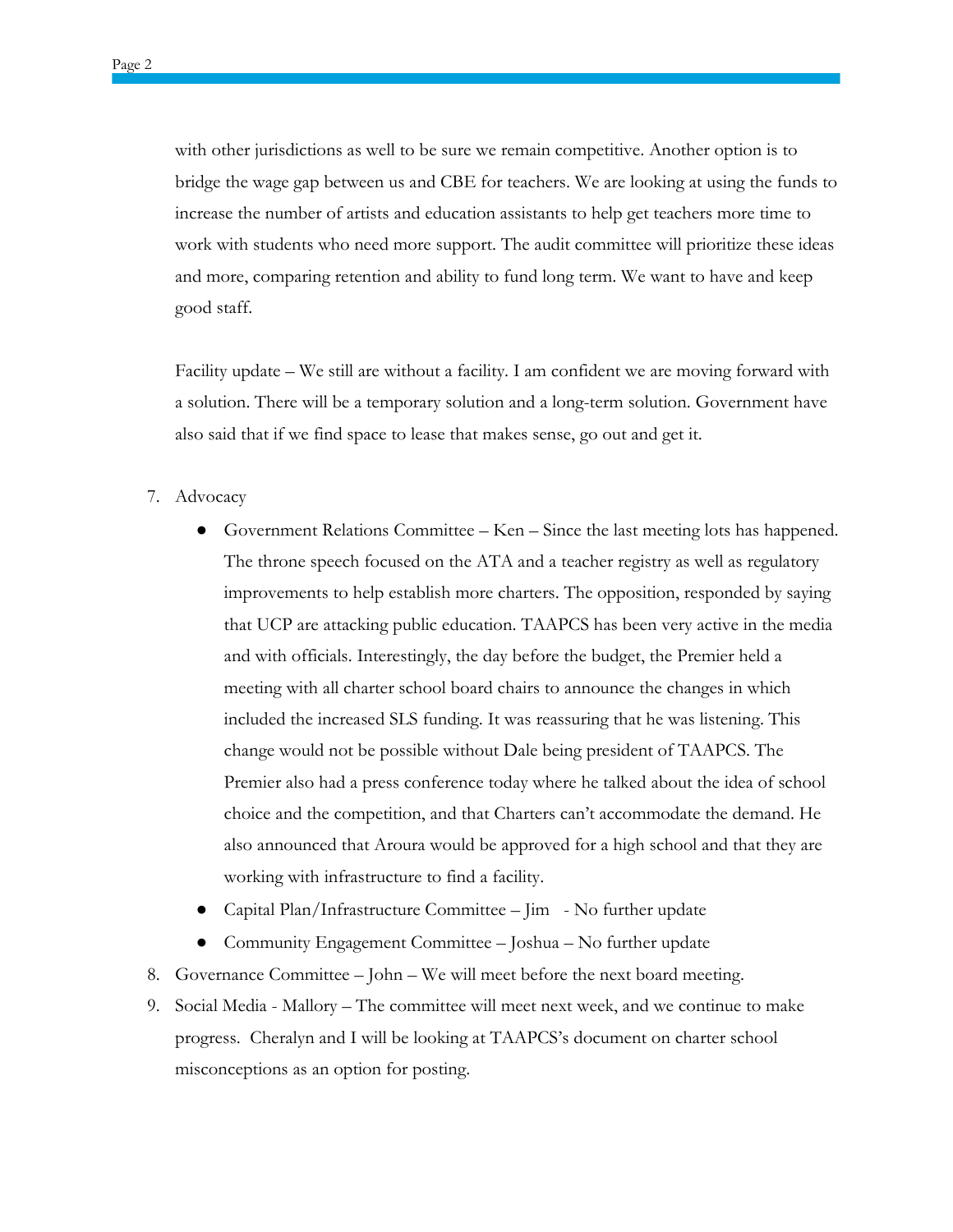with other jurisdictions as well to be sure we remain competitive. Another option is to bridge the wage gap between us and CBE for teachers. We are looking at using the funds to increase the number of artists and education assistants to help get teachers more time to work with students who need more support. The audit committee will prioritize these ideas and more, comparing retention and ability to fund long term. We want to have and keep good staff.

Facility update – We still are without a facility. I am confident we are moving forward with a solution. There will be a temporary solution and a long-term solution. Government have also said that if we find space to lease that makes sense, go out and get it.

7. Advocacy
   - Government Relations Committee – Ken – Since the last meeting lots has happened. The throne speech focused on the ATA and a teacher registry as well as regulatory improvements to help establish more charters. The opposition, responded by saying that UCP are attacking public education. TAAPCS has been very active in the media and with officials. Interestingly, the day before the budget, the Premier held a meeting with all charter school board chairs to announce the changes in which included the increased SLS funding. It was reassuring that he was listening. This change would not be possible without Dale being president of TAAPCS. The Premier also had a press conference today where he talked about the idea of school choice and the competition, and that Charters can't accommodate the demand. He also announced that Aroura would be approved for a high school and that they are working with infrastructure to find a facility.
   - Capital Plan/Infrastructure Committee – Jim - No further update
   - Community Engagement Committee – Joshua – No further update
8. Governance Committee – John – We will meet before the next board meeting.
9. Social Media - Mallory – The committee will meet next week, and we continue to make progress. Cheralyn and I will be looking at TAAPCS's document on charter school misconceptions as an option for posting.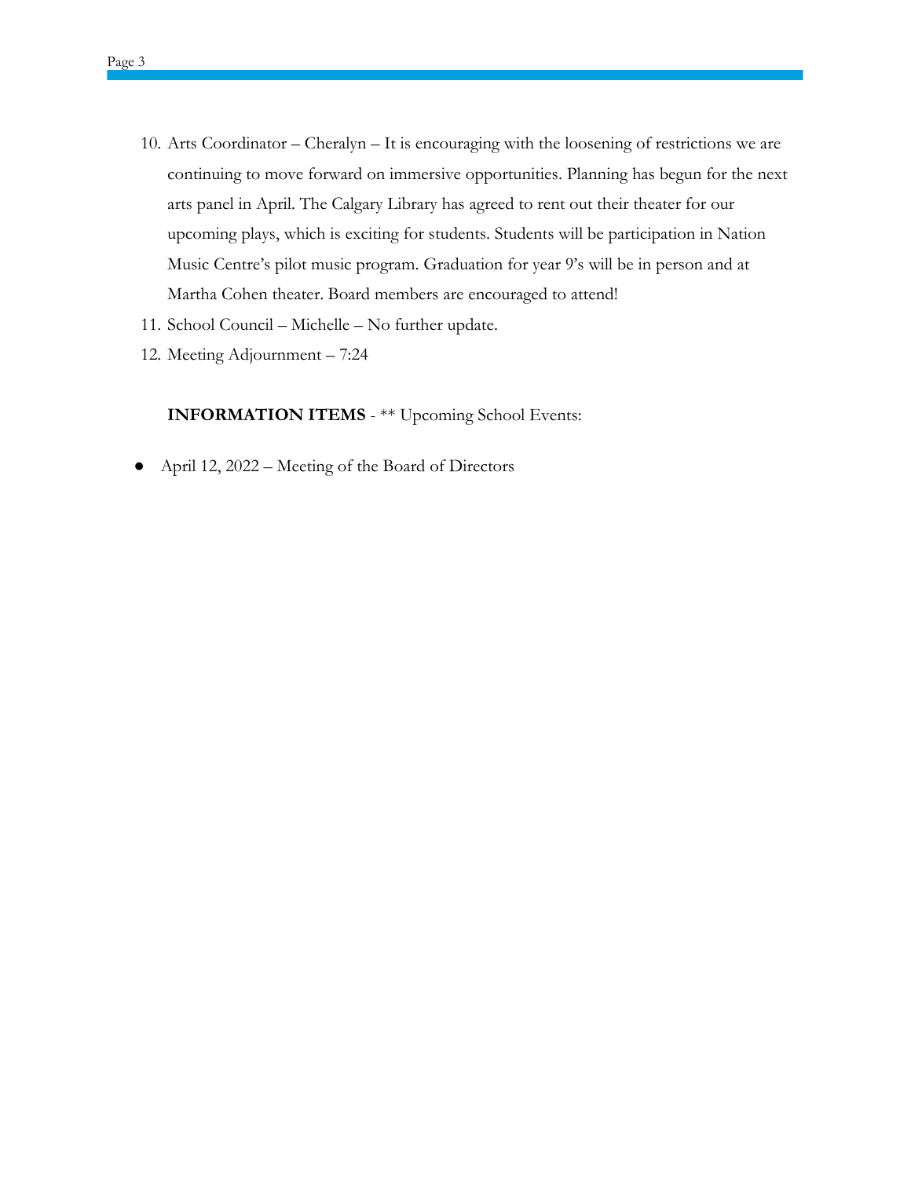10. Arts Coordinator – Cheralyn – It is encouraging with the loosening of restrictions we are continuing to move forward on immersive opportunities. Planning has begun for the next arts panel in April. The Calgary Library has agreed to rent out their theater for our upcoming plays, which is exciting for students. Students will be participation in Nation Music Centre's pilot music program. Graduation for year 9's will be in person and at Martha Cohen theater. Board members are encouraged to attend!
11. School Council – Michelle – No further update.
12. Meeting Adjournment – 7:24

**INFORMATION ITEMS** - ** Upcoming School Events:

- April 12, 2022 – Meeting of the Board of Directors